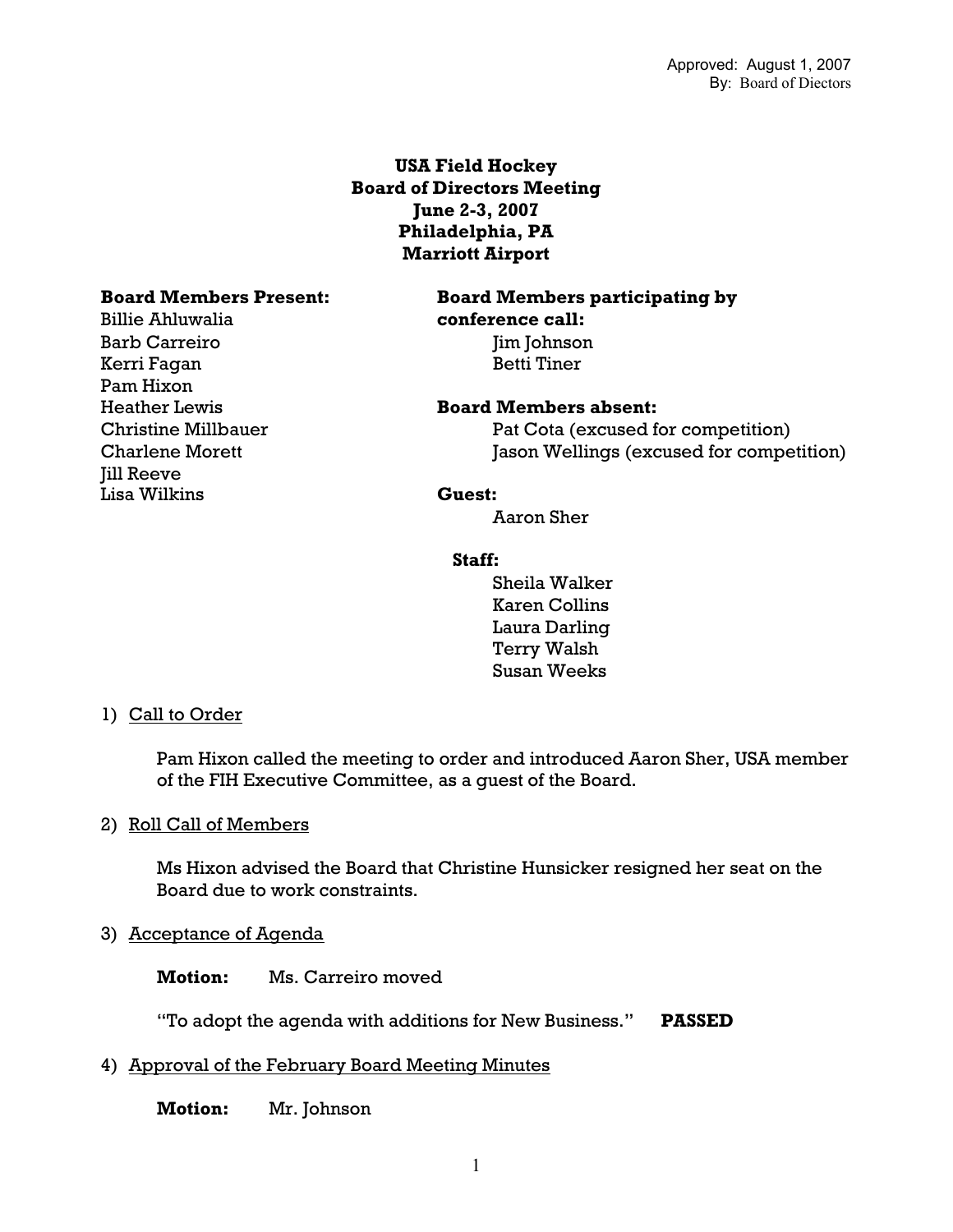Approved: August 1, 2007
By: Board of Diectors

# USA Field Hockey
## Board of Directors Meeting
### June 2-3, 2007
### Philadelphia, PA
### Marriott Airport

**Board Members Present:**
Billie Ahluwalia
Barb Carreiro
Kerri Fagan
Pam Hixon
Heather Lewis
Christine Millbauer
Charlene Morett
Jill Reeve
Lisa Wilkins

**Board Members participating by conference call:**
Jim Johnson
Betti Tiner

**Board Members absent:**
Pat Cota (excused for competition)
Jason Wellings (excused for competition)

**Guest:**
Aaron Sher

**Staff:**
Sheila Walker
Karen Collins
Laura Darling
Terry Walsh
Susan Weeks

1) Call to Order

Pam Hixon called the meeting to order and introduced Aaron Sher, USA member of the FIH Executive Committee, as a guest of the Board.

2) Roll Call of Members

Ms Hixon advised the Board that Christine Hunsicker resigned her seat on the Board due to work constraints.

3) Acceptance of Agenda

**Motion:** Ms. Carreiro moved

"To adopt the agenda with additions for New Business." **PASSED**

4) Approval of the February Board Meeting Minutes

**Motion:** Mr. Johnson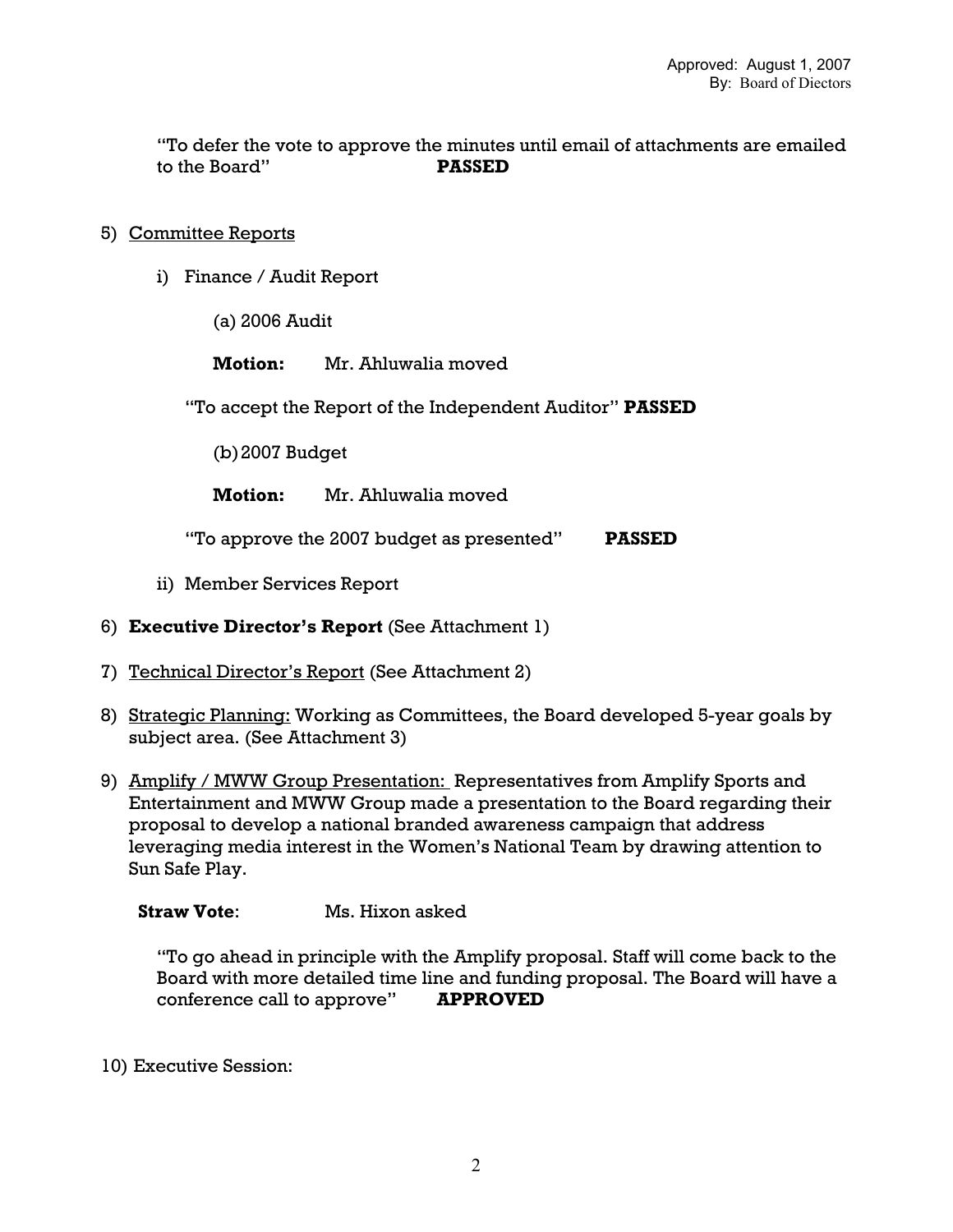Approved: August 1, 2007
By: Board of Diectors

"To defer the vote to approve the minutes until email of attachments are emailed to the Board" **PASSED**

5) Committee Reports

   i) Finance / Audit Report

      (a) 2006 Audit

      **Motion:** Mr. Ahluwalia moved

      "To accept the Report of the Independent Auditor" **PASSED**

      (b) 2007 Budget

      **Motion:** Mr. Ahluwalia moved

      "To approve the 2007 budget as presented" **PASSED**

   ii) Member Services Report

6) **Executive Director's Report** (See Attachment 1)

7) Technical Director's Report (See Attachment 2)

8) Strategic Planning: Working as Committees, the Board developed 5-year goals by subject area. (See Attachment 3)

9) Amplify / MWW Group Presentation: Representatives from Amplify Sports and Entertainment and MWW Group made a presentation to the Board regarding their proposal to develop a national branded awareness campaign that address leveraging media interest in the Women's National Team by drawing attention to Sun Safe Play.

   **Straw Vote**: Ms. Hixon asked

   "To go ahead in principle with the Amplify proposal. Staff will come back to the Board with more detailed time line and funding proposal. The Board will have a conference call to approve" **APPROVED**

10) Executive Session: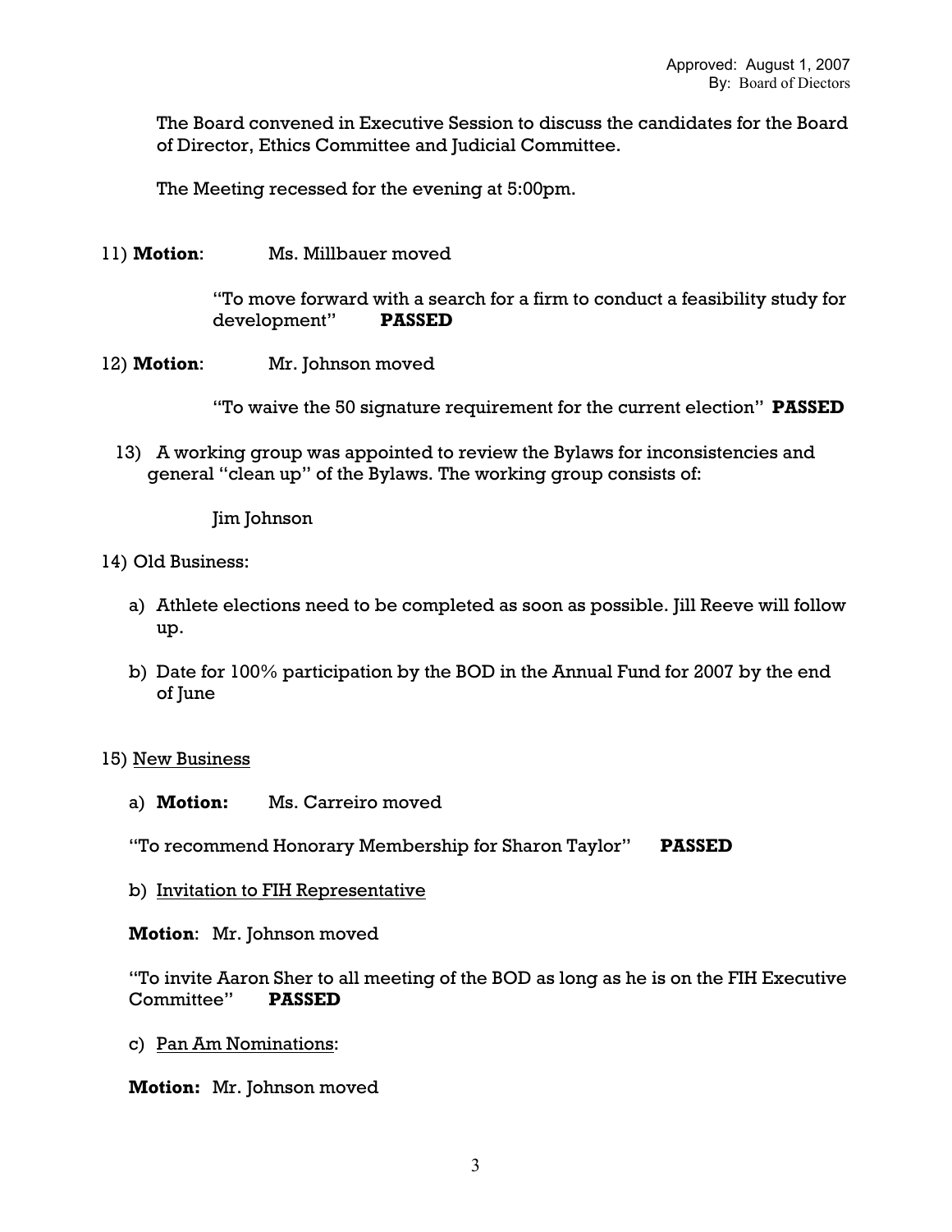Approved: August 1, 2007
By: Board of Diectors

The Board convened in Executive Session to discuss the candidates for the Board of Director, Ethics Committee and Judicial Committee.

The Meeting recessed for the evening at 5:00pm.

11) **Motion**: Ms. Millbauer moved

"To move forward with a search for a firm to conduct a feasibility study for development" **PASSED**

12) **Motion**: Mr. Johnson moved

"To waive the 50 signature requirement for the current election" **PASSED**

13) A working group was appointed to review the Bylaws for inconsistencies and general "clean up" of the Bylaws. The working group consists of:

Jim Johnson

14) Old Business:

a) Athlete elections need to be completed as soon as possible. Jill Reeve will follow up.

b) Date for 100% participation by the BOD in the Annual Fund for 2007 by the end of June

15) <u>New Business</u>

a) **Motion:** Ms. Carreiro moved

"To recommend Honorary Membership for Sharon Taylor" **PASSED**

b) <u>Invitation to FIH Representative</u>

**Motion**: Mr. Johnson moved

"To invite Aaron Sher to all meeting of the BOD as long as he is on the FIH Executive Committee" **PASSED**

c) <u>Pan Am Nominations</u>:

**Motion:** Mr. Johnson moved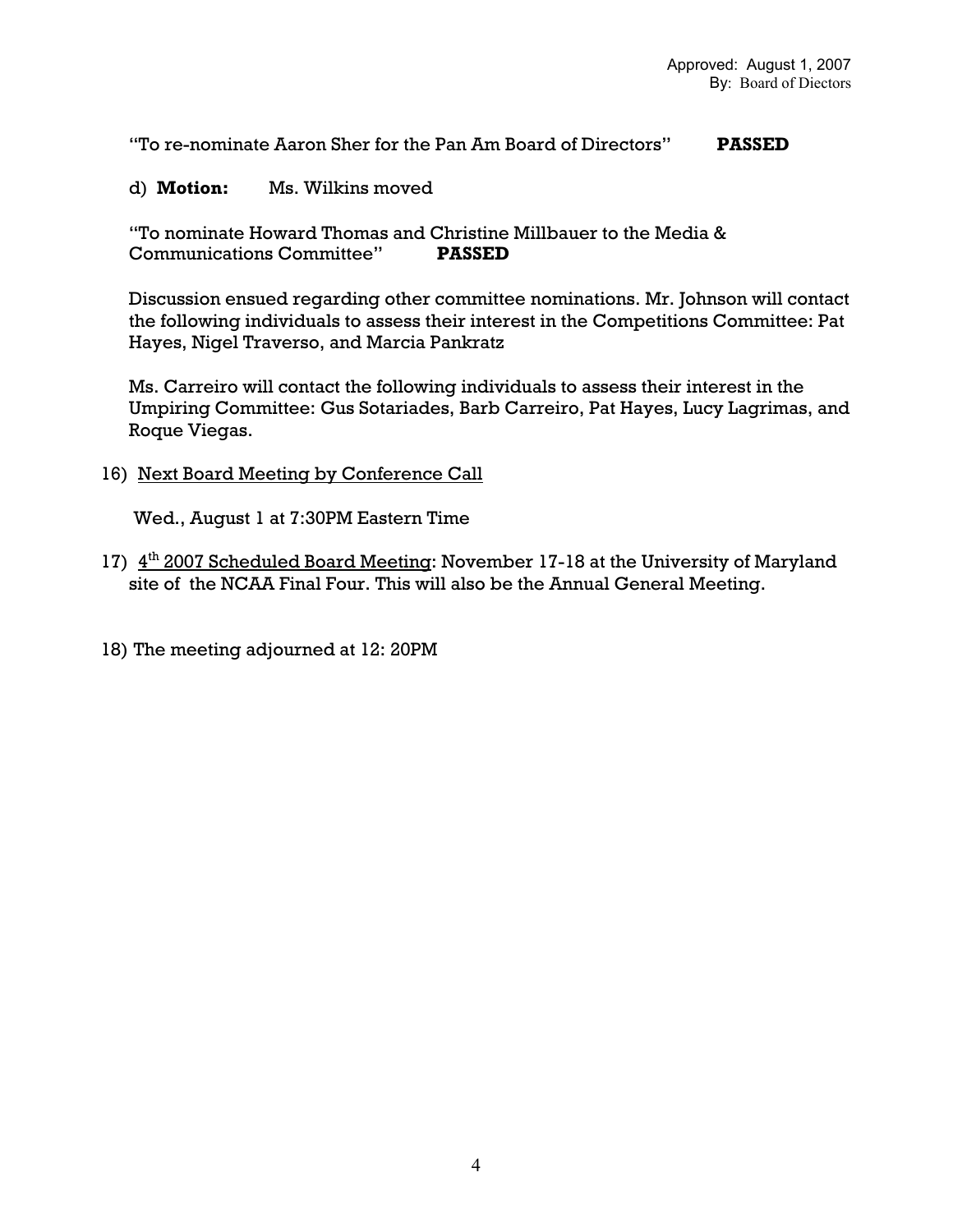Approved: August 1, 2007
By: Board of Diectors

"To re-nominate Aaron Sher for the Pan Am Board of Directors" **PASSED**

d) **Motion:** Ms. Wilkins moved

"To nominate Howard Thomas and Christine Millbauer to the Media & Communications Committee" **PASSED**

Discussion ensued regarding other committee nominations. Mr. Johnson will contact the following individuals to assess their interest in the Competitions Committee: Pat Hayes, Nigel Traverso, and Marcia Pankratz

Ms. Carreiro will contact the following individuals to assess their interest in the Umpiring Committee: Gus Sotariades, Barb Carreiro, Pat Hayes, Lucy Lagrimas, and Roque Viegas.

16) Next Board Meeting by Conference Call

Wed., August 1 at 7:30PM Eastern Time

17) 4th 2007 Scheduled Board Meeting: November 17-18 at the University of Maryland site of the NCAA Final Four. This will also be the Annual General Meeting.

18) The meeting adjourned at 12: 20PM